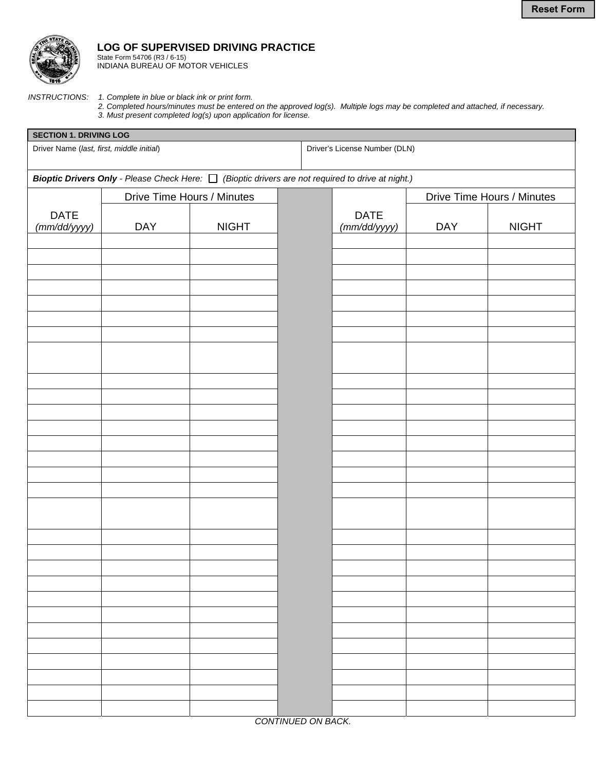# LOG OF SUPERVISED DRIVING PRACTICE

State Form 54706 (R3 / 6-15)
INDIANA BUREAU OF MOTOR VEHICLES

INSTRUCTIONS:
1. *Complete in blue or black ink or print form.*
2. *Completed hours/minutes must be entered on the approved log(s). Multiple logs may be completed and attached, if necessary.*
3. *Must present completed log(s) upon application for license.*

**SECTION 1. DRIVING LOG**

| Driver Name (*last, first, middle initial*) | Driver's License Number (DLN) |
|---|---|
| | |

***Bioptic Drivers Only*** *- Please Check Here:* ☐ *(Bioptic drivers are not required to drive at night.)*

| DATE (*mm/dd/yyyy*) | Drive Time Hours / Minutes | | | DATE (*mm/dd/yyyy*) | Drive Time Hours / Minutes | |
|---|---|---|---|---|---|---|
| | DAY | NIGHT | | | DAY | NIGHT |
| | | | | | | |
| | | | | | | |
| | | | | | | |
| | | | | | | |
| | | | | | | |
| | | | | | | |
| | | | | | | |
| | | | | | | |
| | | | | | | |
| | | | | | | |
| | | | | | | |
| | | | | | | |
| | | | | | | |
| | | | | | | |
| | | | | | | |
| | | | | | | |
| | | | | | | |
| | | | | | | |
| | | | | | | |
| | | | | | | |
| | | | | | | |
| | | | | | | |
| | | | | | | |
| | | | | | | |
| | | | | | | |
| | | | | | | |
| | | | | | | |
| | | | | | | |
| | | | | | | |
| | | | | | | |
| | | | | | | |
| | | | | | | |

*CONTINUED ON BACK.*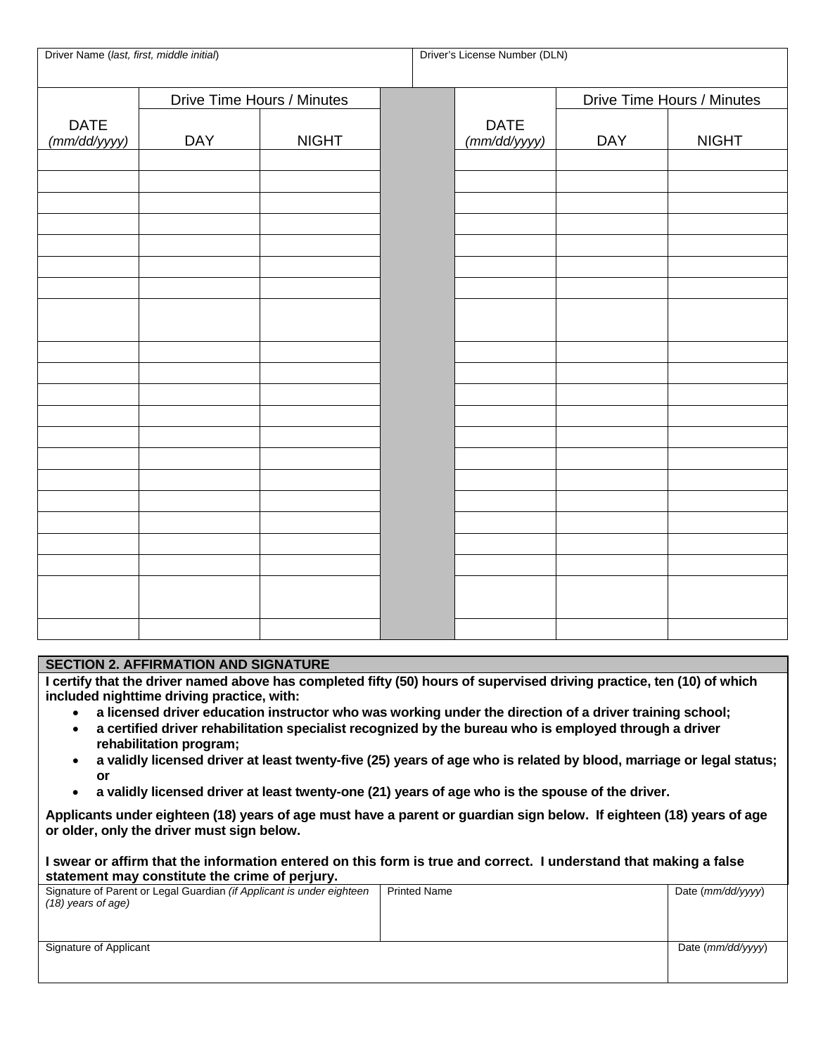| Driver Name (*last, first, middle initial*) | Driver's License Number (DLN) |
| --- | --- |
| | |

| DATE *(mm/dd/yyyy)* | Drive Time Hours / Minutes DAY | Drive Time Hours / Minutes NIGHT | | DATE *(mm/dd/yyyy)* | Drive Time Hours / Minutes DAY | Drive Time Hours / Minutes NIGHT |
| --- | --- | --- | --- | --- | --- | --- |
| | | | | | | |
| | | | | | | |
| | | | | | | |
| | | | | | | |
| | | | | | | |
| | | | | | | |
| | | | | | | |
| | | | | | | |
| | | | | | | |
| | | | | | | |
| | | | | | | |
| | | | | | | |
| | | | | | | |
| | | | | | | |
| | | | | | | |
| | | | | | | |
| | | | | | | |
| | | | | | | |
| | | | | | | |
| | | | | | | |
| | | | | | | |

## SECTION 2. AFFIRMATION AND SIGNATURE

**I certify that the driver named above has completed fifty (50) hours of supervised driving practice, ten (10) of which included nighttime driving practice, with:**

- **a licensed driver education instructor who was working under the direction of a driver training school;**
- **a certified driver rehabilitation specialist recognized by the bureau who is employed through a driver rehabilitation program;**
- **a validly licensed driver at least twenty-five (25) years of age who is related by blood, marriage or legal status; or**
- **a validly licensed driver at least twenty-one (21) years of age who is the spouse of the driver.**

**Applicants under eighteen (18) years of age must have a parent or guardian sign below. If eighteen (18) years of age or older, only the driver must sign below.**

**I swear or affirm that the information entered on this form is true and correct. I understand that making a false statement may constitute the crime of perjury.**

| Signature of Parent or Legal Guardian *(if Applicant is under eighteen (18) years of age)* | Printed Name | Date (*mm/dd/yyyy*) |
| --- | --- | --- |
| Signature of Applicant | | Date (*mm/dd/yyyy*) |